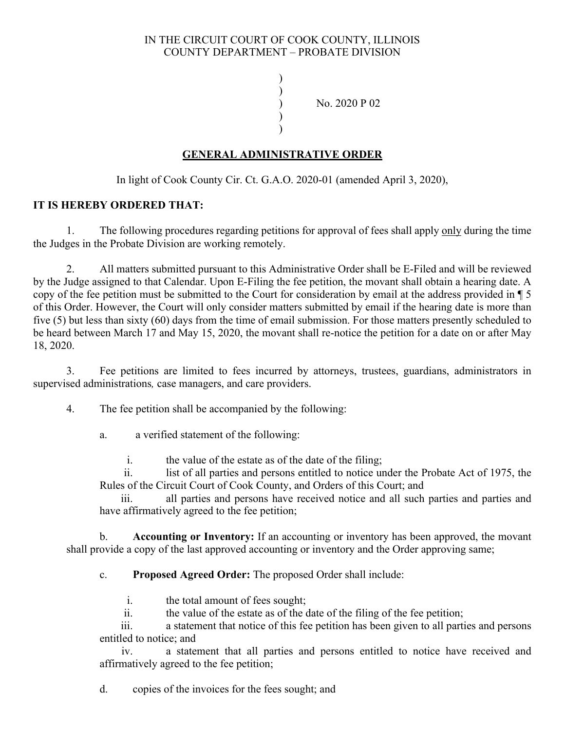IN THE CIRCUIT COURT OF COOK COUNTY, ILLINOIS
COUNTY DEPARTMENT – PROBATE DIVISION

)
)
) No. 2020 P 02
)
)

## GENERAL ADMINISTRATIVE ORDER

In light of Cook County Cir. Ct. G.A.O. 2020-01 (amended April 3, 2020),

**IT IS HEREBY ORDERED THAT:**

1. The following procedures regarding petitions for approval of fees shall apply only during the time the Judges in the Probate Division are working remotely.

2. All matters submitted pursuant to this Administrative Order shall be E-Filed and will be reviewed by the Judge assigned to that Calendar. Upon E-Filing the fee petition, the movant shall obtain a hearing date. A copy of the fee petition must be submitted to the Court for consideration by email at the address provided in ¶ 5 of this Order. However, the Court will only consider matters submitted by email if the hearing date is more than five (5) but less than sixty (60) days from the time of email submission. For those matters presently scheduled to be heard between March 17 and May 15, 2020, the movant shall re-notice the petition for a date on or after May 18, 2020.

3. Fee petitions are limited to fees incurred by attorneys, trustees, guardians, administrators in supervised administrations*,* case managers, and care providers.

4. The fee petition shall be accompanied by the following:

   a. a verified statement of the following:

      i. the value of the estate as of the date of the filing;

      ii. list of all parties and persons entitled to notice under the Probate Act of 1975, the Rules of the Circuit Court of Cook County, and Orders of this Court; and

      iii. all parties and persons have received notice and all such parties and parties and have affirmatively agreed to the fee petition;

   b. **Accounting or Inventory:** If an accounting or inventory has been approved, the movant shall provide a copy of the last approved accounting or inventory and the Order approving same;

   c. **Proposed Agreed Order:** The proposed Order shall include:

      i. the total amount of fees sought;

      ii. the value of the estate as of the date of the filing of the fee petition;

      iii. a statement that notice of this fee petition has been given to all parties and persons entitled to notice; and

      iv. a statement that all parties and persons entitled to notice have received and affirmatively agreed to the fee petition;

   d. copies of the invoices for the fees sought; and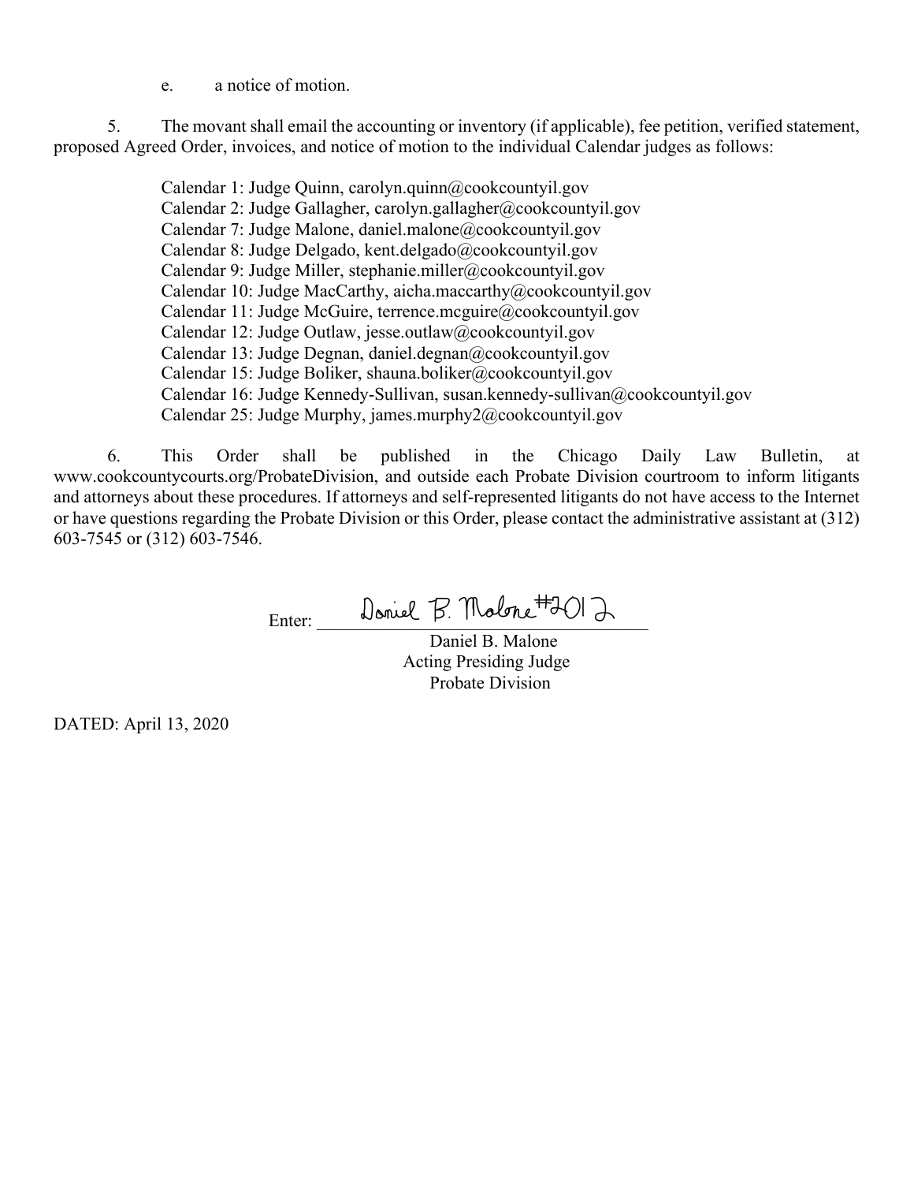e. a notice of motion.

5. The movant shall email the accounting or inventory (if applicable), fee petition, verified statement, proposed Agreed Order, invoices, and notice of motion to the individual Calendar judges as follows:

Calendar 1: Judge Quinn, carolyn.quinn@cookcountyil.gov
Calendar 2: Judge Gallagher, carolyn.gallagher@cookcountyil.gov
Calendar 7: Judge Malone, daniel.malone@cookcountyil.gov
Calendar 8: Judge Delgado, kent.delgado@cookcountyil.gov
Calendar 9: Judge Miller, stephanie.miller@cookcountyil.gov
Calendar 10: Judge MacCarthy, aicha.maccarthy@cookcountyil.gov
Calendar 11: Judge McGuire, terrence.mcguire@cookcountyil.gov
Calendar 12: Judge Outlaw, jesse.outlaw@cookcountyil.gov
Calendar 13: Judge Degnan, daniel.degnan@cookcountyil.gov
Calendar 15: Judge Boliker, shauna.boliker@cookcountyil.gov
Calendar 16: Judge Kennedy-Sullivan, susan.kennedy-sullivan@cookcountyil.gov
Calendar 25: Judge Murphy, james.murphy2@cookcountyil.gov

6. This Order shall be published in the Chicago Daily Law Bulletin, at www.cookcountycourts.org/ProbateDivision, and outside each Probate Division courtroom to inform litigants and attorneys about these procedures. If attorneys and self-represented litigants do not have access to the Internet or have questions regarding the Probate Division or this Order, please contact the administrative assistant at (312) 603-7545 or (312) 603-7546.

Enter: Daniel B. Malone #2012

Daniel B. Malone
Acting Presiding Judge
Probate Division

DATED: April 13, 2020